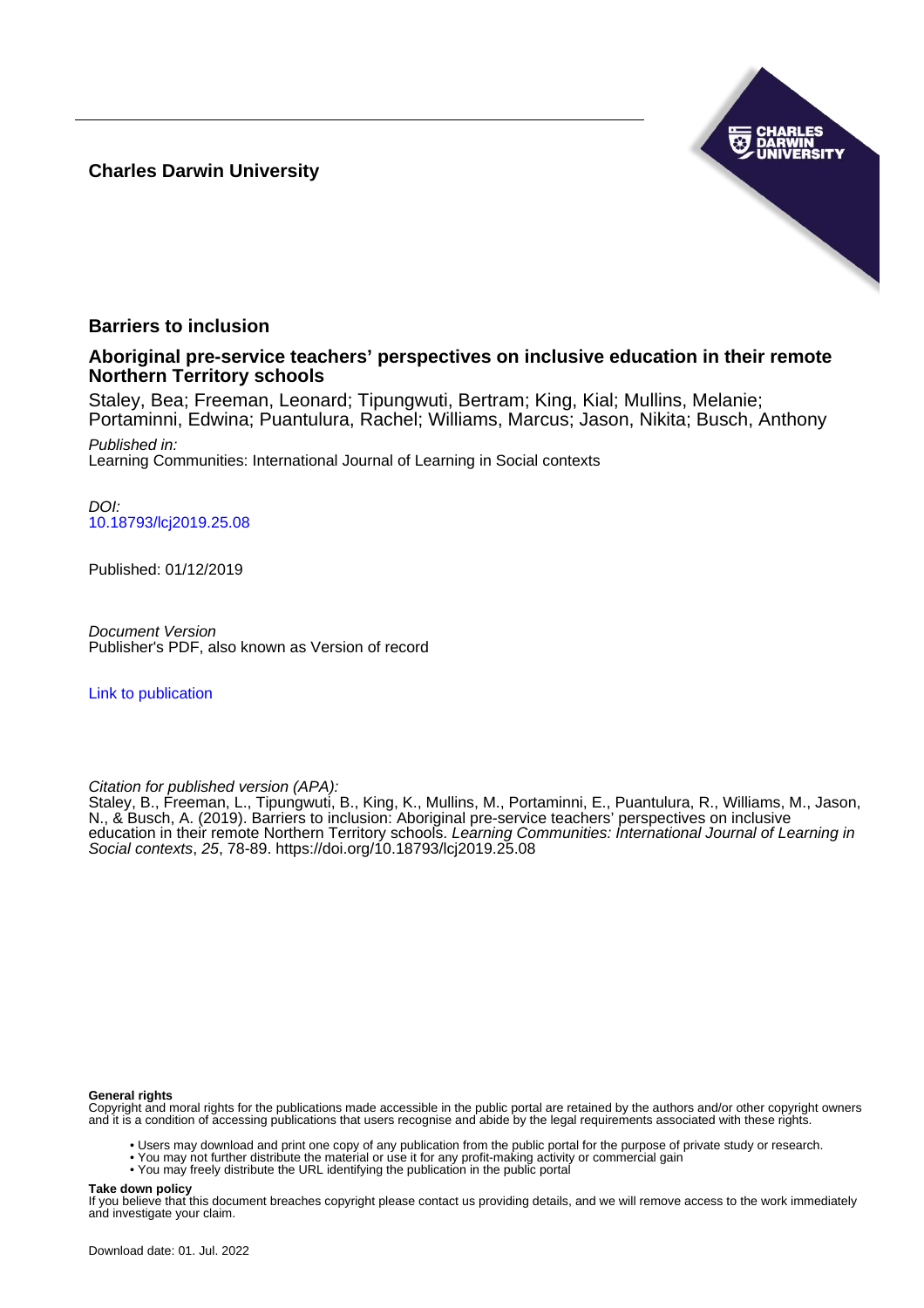**Charles Darwin University**

# Barriers to inclusion

## Aboriginal pre-service teachers' perspectives on inclusive education in their remote Northern Territory schools

Staley, Bea; Freeman, Leonard; Tipungwuti, Bertram; King, Kial; Mullins, Melanie; Portaminni, Edwina; Puantulura, Rachel; Williams, Marcus; Jason, Nikita; Busch, Anthony

*Published in:*
Learning Communities: International Journal of Learning in Social contexts

*DOI:*
10.18793/lcj2019.25.08

Published: 01/12/2019

*Document Version*
Publisher's PDF, also known as Version of record

Link to publication

*Citation for published version (APA):*
Staley, B., Freeman, L., Tipungwuti, B., King, K., Mullins, M., Portaminni, E., Puantulura, R., Williams, M., Jason, N., & Busch, A. (2019). Barriers to inclusion: Aboriginal pre-service teachers' perspectives on inclusive education in their remote Northern Territory schools. *Learning Communities: International Journal of Learning in Social contexts*, *25*, 78-89. https://doi.org/10.18793/lcj2019.25.08

**General rights**
Copyright and moral rights for the publications made accessible in the public portal are retained by the authors and/or other copyright owners and it is a condition of accessing publications that users recognise and abide by the legal requirements associated with these rights.

- Users may download and print one copy of any publication from the public portal for the purpose of private study or research.
- You may not further distribute the material or use it for any profit-making activity or commercial gain
- You may freely distribute the URL identifying the publication in the public portal

**Take down policy**
If you believe that this document breaches copyright please contact us providing details, and we will remove access to the work immediately and investigate your claim.

Download date: 01. Jul. 2022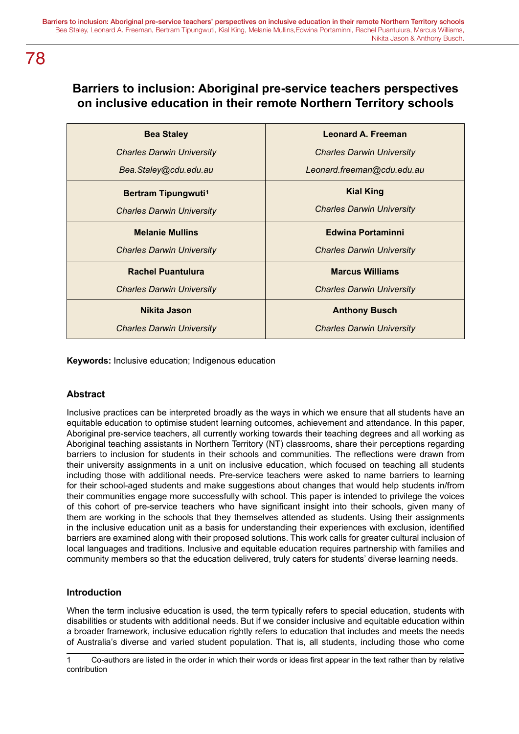# Barriers to inclusion: Aboriginal pre-service teachers perspectives on inclusive education in their remote Northern Territory schools

| Bea Staley | Leonard A. Freeman |
|---|---|
| *Charles Darwin University* | *Charles Darwin University* |
| *Bea.Staley@cdu.edu.au* | *Leonard.freeman@cdu.edu.au* |
| **Bertram Tipungwuti**[1] | **Kial King** |
| *Charles Darwin University* | *Charles Darwin University* |
| **Melanie Mullins** | **Edwina Portaminni** |
| *Charles Darwin University* | *Charles Darwin University* |
| **Rachel Puantulura** | **Marcus Williams** |
| *Charles Darwin University* | *Charles Darwin University* |
| **Nikita Jason** | **Anthony Busch** |
| *Charles Darwin University* | *Charles Darwin University* |

**Keywords:** Inclusive education; Indigenous education

## Abstract

Inclusive practices can be interpreted broadly as the ways in which we ensure that all students have an equitable education to optimise student learning outcomes, achievement and attendance. In this paper, Aboriginal pre-service teachers, all currently working towards their teaching degrees and all working as Aboriginal teaching assistants in Northern Territory (NT) classrooms, share their perceptions regarding barriers to inclusion for students in their schools and communities. The reflections were drawn from their university assignments in a unit on inclusive education, which focused on teaching all students including those with additional needs. Pre-service teachers were asked to name barriers to learning for their school-aged students and make suggestions about changes that would help students in/from their communities engage more successfully with school. This paper is intended to privilege the voices of this cohort of pre-service teachers who have significant insight into their schools, given many of them are working in the schools that they themselves attended as students. Using their assignments in the inclusive education unit as a basis for understanding their experiences with exclusion, identified barriers are examined along with their proposed solutions. This work calls for greater cultural inclusion of local languages and traditions. Inclusive and equitable education requires partnership with families and community members so that the education delivered, truly caters for students' diverse learning needs.

## Introduction

When the term inclusive education is used, the term typically refers to special education, students with disabilities or students with additional needs. But if we consider inclusive and equitable education within a broader framework, inclusive education rightly refers to education that includes and meets the needs of Australia's diverse and varied student population. That is, all students, including those who come

1 Co-authors are listed in the order in which their words or ideas first appear in the text rather than by relative contribution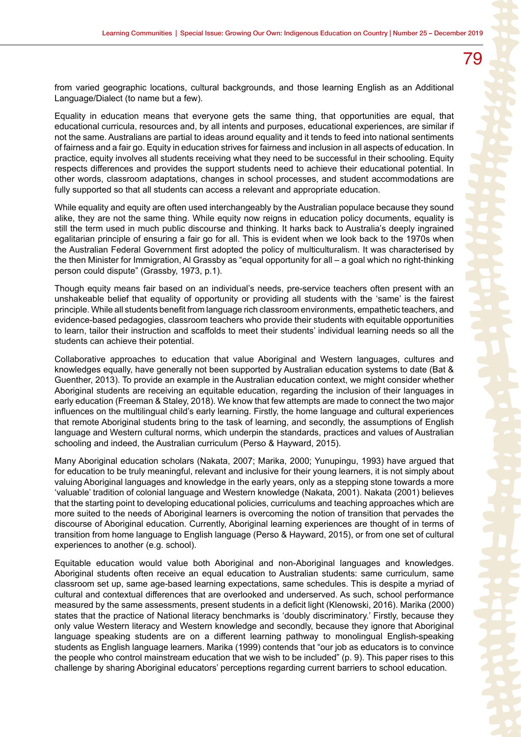from varied geographic locations, cultural backgrounds, and those learning English as an Additional Language/Dialect (to name but a few).

Equality in education means that everyone gets the same thing, that opportunities are equal, that educational curricula, resources and, by all intents and purposes, educational experiences, are similar if not the same. Australians are partial to ideas around equality and it tends to feed into national sentiments of fairness and a fair go. Equity in education strives for fairness and inclusion in all aspects of education. In practice, equity involves all students receiving what they need to be successful in their schooling. Equity respects differences and provides the support students need to achieve their educational potential. In other words, classroom adaptations, changes in school processes, and student accommodations are fully supported so that all students can access a relevant and appropriate education.

While equality and equity are often used interchangeably by the Australian populace because they sound alike, they are not the same thing. While equity now reigns in education policy documents, equality is still the term used in much public discourse and thinking. It harks back to Australia's deeply ingrained egalitarian principle of ensuring a fair go for all. This is evident when we look back to the 1970s when the Australian Federal Government first adopted the policy of multiculturalism. It was characterised by the then Minister for Immigration, Al Grassby as "equal opportunity for all – a goal which no right-thinking person could dispute" (Grassby, 1973, p.1).

Though equity means fair based on an individual's needs, pre-service teachers often present with an unshakeable belief that equality of opportunity or providing all students with the 'same' is the fairest principle. While all students benefit from language rich classroom environments, empathetic teachers, and evidence-based pedagogies, classroom teachers who provide their students with equitable opportunities to learn, tailor their instruction and scaffolds to meet their students' individual learning needs so all the students can achieve their potential.

Collaborative approaches to education that value Aboriginal and Western languages, cultures and knowledges equally, have generally not been supported by Australian education systems to date (Bat & Guenther, 2013). To provide an example in the Australian education context, we might consider whether Aboriginal students are receiving an equitable education, regarding the inclusion of their languages in early education (Freeman & Staley, 2018). We know that few attempts are made to connect the two major influences on the multilingual child's early learning. Firstly, the home language and cultural experiences that remote Aboriginal students bring to the task of learning, and secondly, the assumptions of English language and Western cultural norms, which underpin the standards, practices and values of Australian schooling and indeed, the Australian curriculum (Perso & Hayward, 2015).

Many Aboriginal education scholars (Nakata, 2007; Marika, 2000; Yunupingu, 1993) have argued that for education to be truly meaningful, relevant and inclusive for their young learners, it is not simply about valuing Aboriginal languages and knowledge in the early years, only as a stepping stone towards a more 'valuable' tradition of colonial language and Western knowledge (Nakata, 2001). Nakata (2001) believes that the starting point to developing educational policies, curriculums and teaching approaches which are more suited to the needs of Aboriginal learners is overcoming the notion of transition that pervades the discourse of Aboriginal education. Currently, Aboriginal learning experiences are thought of in terms of transition from home language to English language (Perso & Hayward, 2015), or from one set of cultural experiences to another (e.g. school).

Equitable education would value both Aboriginal and non-Aboriginal languages and knowledges. Aboriginal students often receive an equal education to Australian students: same curriculum, same classroom set up, same age-based learning expectations, same schedules. This is despite a myriad of cultural and contextual differences that are overlooked and underserved. As such, school performance measured by the same assessments, present students in a deficit light (Klenowski, 2016). Marika (2000) states that the practice of National literacy benchmarks is 'doubly discriminatory.' Firstly, because they only value Western literacy and Western knowledge and secondly, because they ignore that Aboriginal language speaking students are on a different learning pathway to monolingual English-speaking students as English language learners. Marika (1999) contends that "our job as educators is to convince the people who control mainstream education that we wish to be included" (p. 9). This paper rises to this challenge by sharing Aboriginal educators' perceptions regarding current barriers to school education.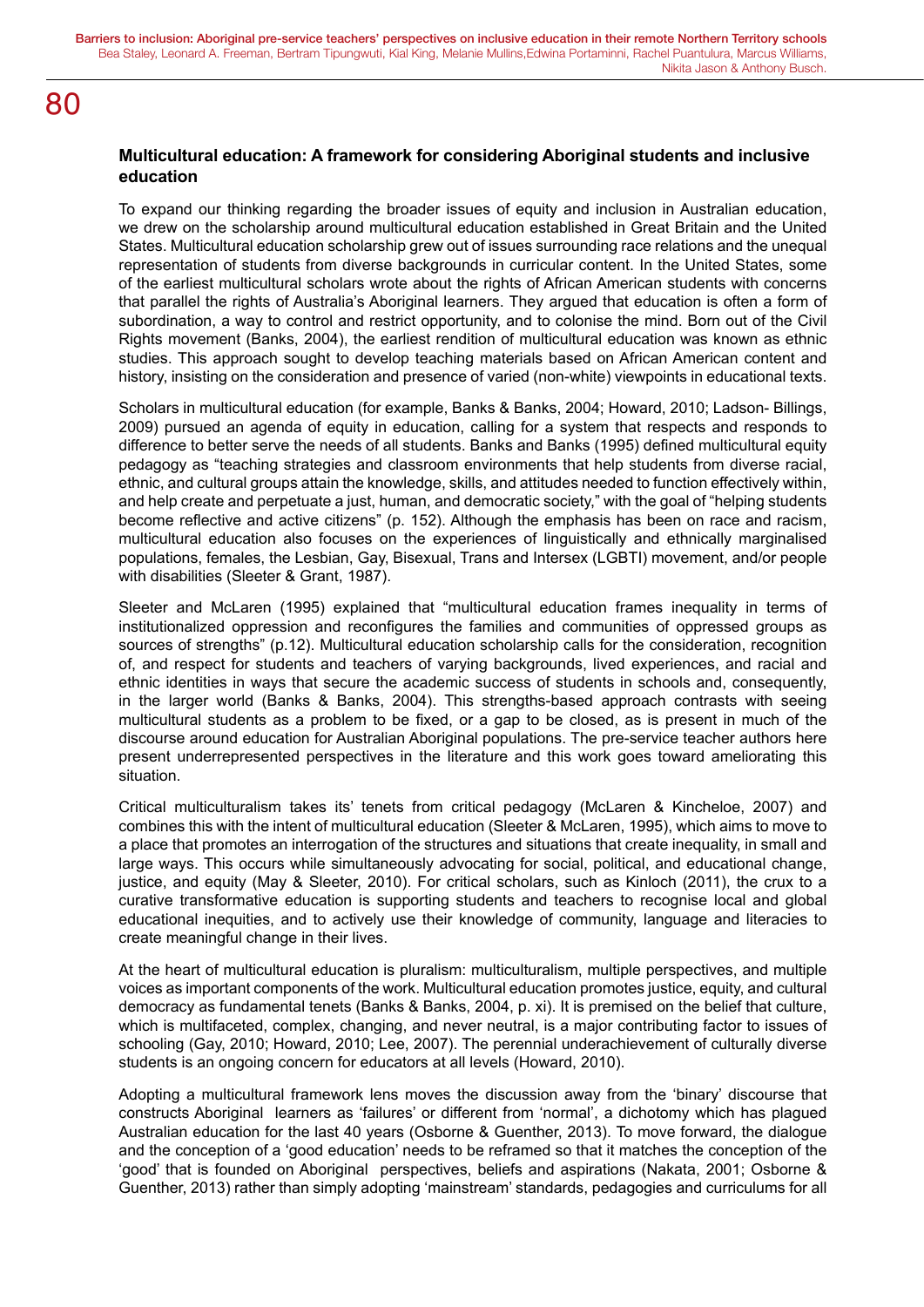### Multicultural education: A framework for considering Aboriginal students and inclusive education

To expand our thinking regarding the broader issues of equity and inclusion in Australian education, we drew on the scholarship around multicultural education established in Great Britain and the United States. Multicultural education scholarship grew out of issues surrounding race relations and the unequal representation of students from diverse backgrounds in curricular content. In the United States, some of the earliest multicultural scholars wrote about the rights of African American students with concerns that parallel the rights of Australia's Aboriginal learners. They argued that education is often a form of subordination, a way to control and restrict opportunity, and to colonise the mind. Born out of the Civil Rights movement (Banks, 2004), the earliest rendition of multicultural education was known as ethnic studies. This approach sought to develop teaching materials based on African American content and history, insisting on the consideration and presence of varied (non-white) viewpoints in educational texts.

Scholars in multicultural education (for example, Banks & Banks, 2004; Howard, 2010; Ladson- Billings, 2009) pursued an agenda of equity in education, calling for a system that respects and responds to difference to better serve the needs of all students. Banks and Banks (1995) defined multicultural equity pedagogy as "teaching strategies and classroom environments that help students from diverse racial, ethnic, and cultural groups attain the knowledge, skills, and attitudes needed to function effectively within, and help create and perpetuate a just, human, and democratic society," with the goal of "helping students become reflective and active citizens" (p. 152). Although the emphasis has been on race and racism, multicultural education also focuses on the experiences of linguistically and ethnically marginalised populations, females, the Lesbian, Gay, Bisexual, Trans and Intersex (LGBTI) movement, and/or people with disabilities (Sleeter & Grant, 1987).

Sleeter and McLaren (1995) explained that "multicultural education frames inequality in terms of institutionalized oppression and reconfigures the families and communities of oppressed groups as sources of strengths" (p.12). Multicultural education scholarship calls for the consideration, recognition of, and respect for students and teachers of varying backgrounds, lived experiences, and racial and ethnic identities in ways that secure the academic success of students in schools and, consequently, in the larger world (Banks & Banks, 2004). This strengths-based approach contrasts with seeing multicultural students as a problem to be fixed, or a gap to be closed, as is present in much of the discourse around education for Australian Aboriginal populations. The pre-service teacher authors here present underrepresented perspectives in the literature and this work goes toward ameliorating this situation.

Critical multiculturalism takes its' tenets from critical pedagogy (McLaren & Kincheloe, 2007) and combines this with the intent of multicultural education (Sleeter & McLaren, 1995), which aims to move to a place that promotes an interrogation of the structures and situations that create inequality, in small and large ways. This occurs while simultaneously advocating for social, political, and educational change, justice, and equity (May & Sleeter, 2010). For critical scholars, such as Kinloch (2011), the crux to a curative transformative education is supporting students and teachers to recognise local and global educational inequities, and to actively use their knowledge of community, language and literacies to create meaningful change in their lives.

At the heart of multicultural education is pluralism: multiculturalism, multiple perspectives, and multiple voices as important components of the work. Multicultural education promotes justice, equity, and cultural democracy as fundamental tenets (Banks & Banks, 2004, p. xi). It is premised on the belief that culture, which is multifaceted, complex, changing, and never neutral, is a major contributing factor to issues of schooling (Gay, 2010; Howard, 2010; Lee, 2007). The perennial underachievement of culturally diverse students is an ongoing concern for educators at all levels (Howard, 2010).

Adopting a multicultural framework lens moves the discussion away from the 'binary' discourse that constructs Aboriginal learners as 'failures' or different from 'normal', a dichotomy which has plagued Australian education for the last 40 years (Osborne & Guenther, 2013). To move forward, the dialogue and the conception of a 'good education' needs to be reframed so that it matches the conception of the 'good' that is founded on Aboriginal perspectives, beliefs and aspirations (Nakata, 2001; Osborne & Guenther, 2013) rather than simply adopting 'mainstream' standards, pedagogies and curriculums for all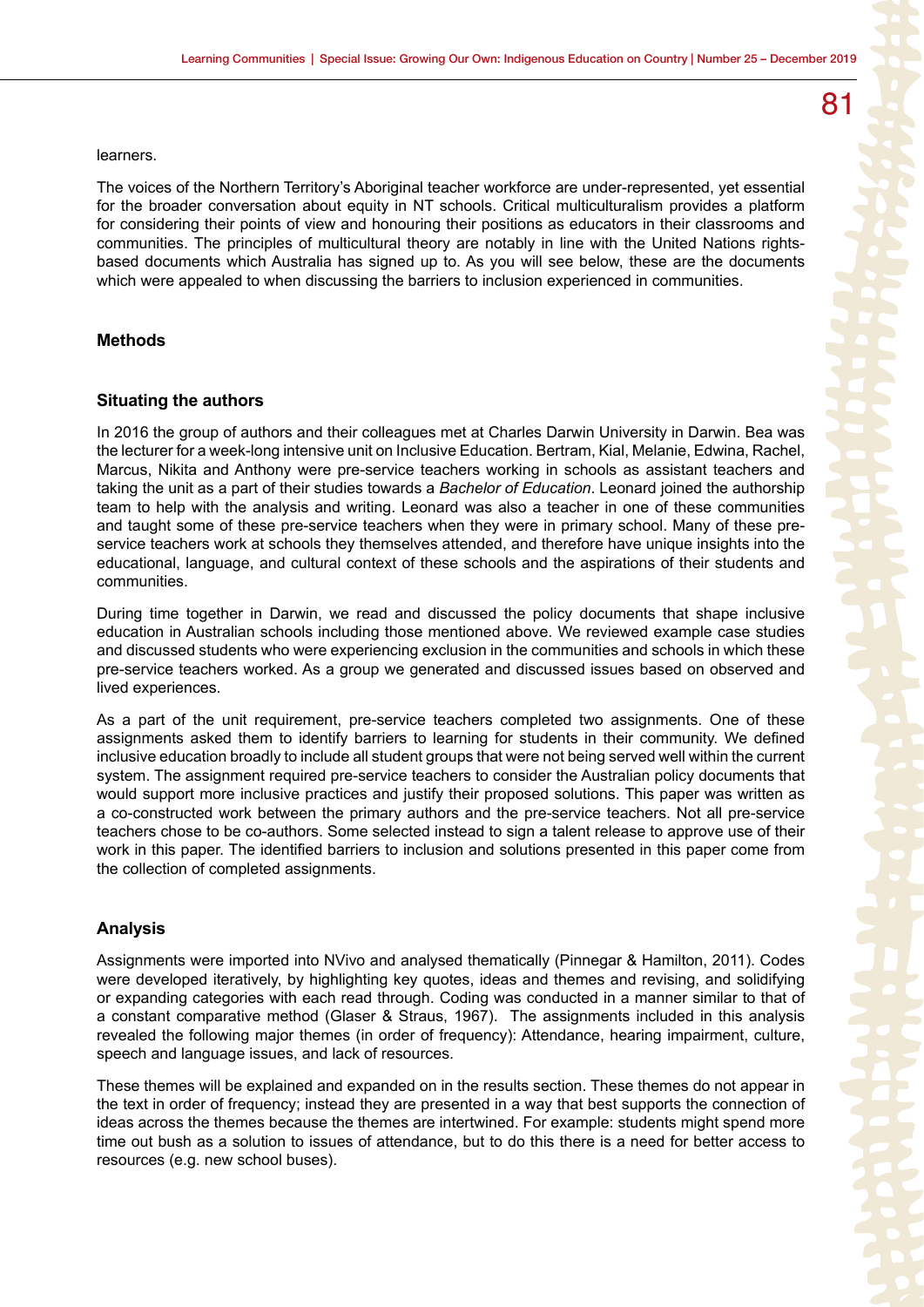learners.

The voices of the Northern Territory's Aboriginal teacher workforce are under-represented, yet essential for the broader conversation about equity in NT schools. Critical multiculturalism provides a platform for considering their points of view and honouring their positions as educators in their classrooms and communities. The principles of multicultural theory are notably in line with the United Nations rights-based documents which Australia has signed up to. As you will see below, these are the documents which were appealed to when discussing the barriers to inclusion experienced in communities.

## Methods

### Situating the authors

In 2016 the group of authors and their colleagues met at Charles Darwin University in Darwin. Bea was the lecturer for a week-long intensive unit on Inclusive Education. Bertram, Kial, Melanie, Edwina, Rachel, Marcus, Nikita and Anthony were pre-service teachers working in schools as assistant teachers and taking the unit as a part of their studies towards a *Bachelor of Education*. Leonard joined the authorship team to help with the analysis and writing. Leonard was also a teacher in one of these communities and taught some of these pre-service teachers when they were in primary school. Many of these pre-service teachers work at schools they themselves attended, and therefore have unique insights into the educational, language, and cultural context of these schools and the aspirations of their students and communities.

During time together in Darwin, we read and discussed the policy documents that shape inclusive education in Australian schools including those mentioned above. We reviewed example case studies and discussed students who were experiencing exclusion in the communities and schools in which these pre-service teachers worked. As a group we generated and discussed issues based on observed and lived experiences.

As a part of the unit requirement, pre-service teachers completed two assignments. One of these assignments asked them to identify barriers to learning for students in their community. We defined inclusive education broadly to include all student groups that were not being served well within the current system. The assignment required pre-service teachers to consider the Australian policy documents that would support more inclusive practices and justify their proposed solutions. This paper was written as a co-constructed work between the primary authors and the pre-service teachers. Not all pre-service teachers chose to be co-authors. Some selected instead to sign a talent release to approve use of their work in this paper. The identified barriers to inclusion and solutions presented in this paper come from the collection of completed assignments.

### Analysis

Assignments were imported into NVivo and analysed thematically (Pinnegar & Hamilton, 2011). Codes were developed iteratively, by highlighting key quotes, ideas and themes and revising, and solidifying or expanding categories with each read through. Coding was conducted in a manner similar to that of a constant comparative method (Glaser & Straus, 1967). The assignments included in this analysis revealed the following major themes (in order of frequency): Attendance, hearing impairment, culture, speech and language issues, and lack of resources.

These themes will be explained and expanded on in the results section. These themes do not appear in the text in order of frequency; instead they are presented in a way that best supports the connection of ideas across the themes because the themes are intertwined. For example: students might spend more time out bush as a solution to issues of attendance, but to do this there is a need for better access to resources (e.g. new school buses).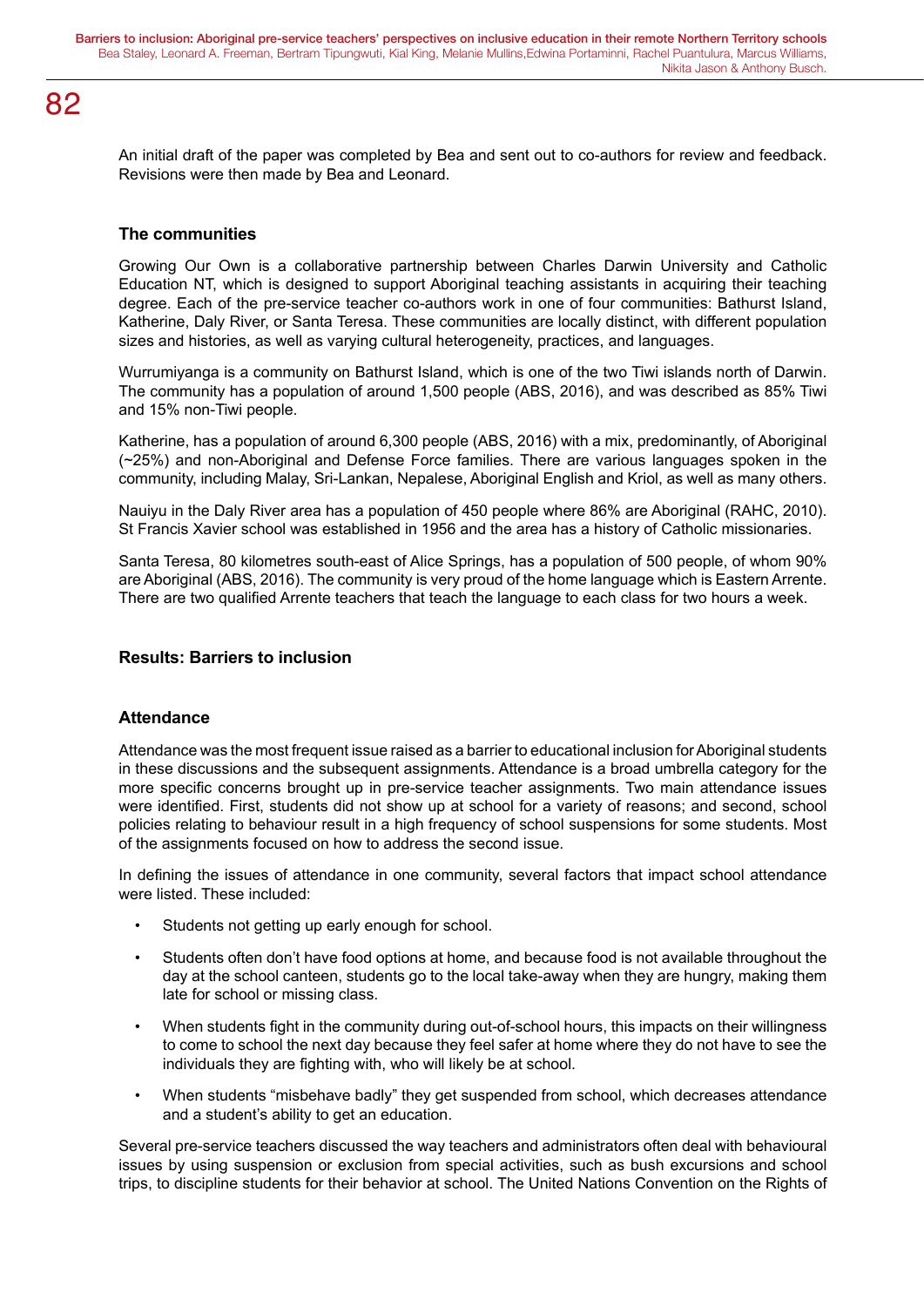An initial draft of the paper was completed by Bea and sent out to co-authors for review and feedback. Revisions were then made by Bea and Leonard.

### The communities

Growing Our Own is a collaborative partnership between Charles Darwin University and Catholic Education NT, which is designed to support Aboriginal teaching assistants in acquiring their teaching degree. Each of the pre-service teacher co-authors work in one of four communities: Bathurst Island, Katherine, Daly River, or Santa Teresa. These communities are locally distinct, with different population sizes and histories, as well as varying cultural heterogeneity, practices, and languages.

Wurrumiyanga is a community on Bathurst Island, which is one of the two Tiwi islands north of Darwin. The community has a population of around 1,500 people (ABS, 2016), and was described as 85% Tiwi and 15% non-Tiwi people.

Katherine, has a population of around 6,300 people (ABS, 2016) with a mix, predominantly, of Aboriginal (~25%) and non-Aboriginal and Defense Force families. There are various languages spoken in the community, including Malay, Sri-Lankan, Nepalese, Aboriginal English and Kriol, as well as many others.

Nauiyu in the Daly River area has a population of 450 people where 86% are Aboriginal (RAHC, 2010). St Francis Xavier school was established in 1956 and the area has a history of Catholic missionaries.

Santa Teresa, 80 kilometres south-east of Alice Springs, has a population of 500 people, of whom 90% are Aboriginal (ABS, 2016). The community is very proud of the home language which is Eastern Arrente. There are two qualified Arrente teachers that teach the language to each class for two hours a week.

## Results: Barriers to inclusion

### Attendance

Attendance was the most frequent issue raised as a barrier to educational inclusion for Aboriginal students in these discussions and the subsequent assignments. Attendance is a broad umbrella category for the more specific concerns brought up in pre-service teacher assignments. Two main attendance issues were identified. First, students did not show up at school for a variety of reasons; and second, school policies relating to behaviour result in a high frequency of school suspensions for some students. Most of the assignments focused on how to address the second issue.

In defining the issues of attendance in one community, several factors that impact school attendance were listed. These included:

- Students not getting up early enough for school.
- Students often don't have food options at home, and because food is not available throughout the day at the school canteen, students go to the local take-away when they are hungry, making them late for school or missing class.
- When students fight in the community during out-of-school hours, this impacts on their willingness to come to school the next day because they feel safer at home where they do not have to see the individuals they are fighting with, who will likely be at school.
- When students "misbehave badly" they get suspended from school, which decreases attendance and a student's ability to get an education.

Several pre-service teachers discussed the way teachers and administrators often deal with behavioural issues by using suspension or exclusion from special activities, such as bush excursions and school trips, to discipline students for their behavior at school. The United Nations Convention on the Rights of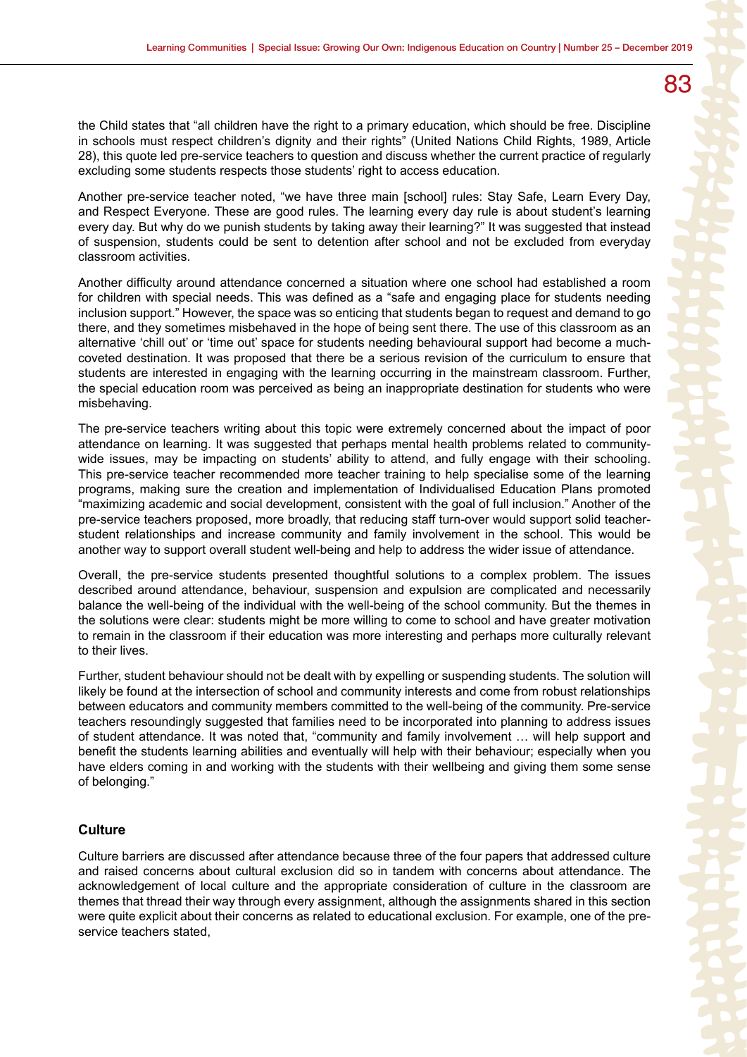the Child states that "all children have the right to a primary education, which should be free. Discipline in schools must respect children's dignity and their rights" (United Nations Child Rights, 1989, Article 28), this quote led pre-service teachers to question and discuss whether the current practice of regularly excluding some students respects those students' right to access education.

Another pre-service teacher noted, "we have three main [school] rules: Stay Safe, Learn Every Day, and Respect Everyone. These are good rules. The learning every day rule is about student's learning every day. But why do we punish students by taking away their learning?" It was suggested that instead of suspension, students could be sent to detention after school and not be excluded from everyday classroom activities.

Another difficulty around attendance concerned a situation where one school had established a room for children with special needs. This was defined as a "safe and engaging place for students needing inclusion support." However, the space was so enticing that students began to request and demand to go there, and they sometimes misbehaved in the hope of being sent there. The use of this classroom as an alternative 'chill out' or 'time out' space for students needing behavioural support had become a much-coveted destination. It was proposed that there be a serious revision of the curriculum to ensure that students are interested in engaging with the learning occurring in the mainstream classroom. Further, the special education room was perceived as being an inappropriate destination for students who were misbehaving.

The pre-service teachers writing about this topic were extremely concerned about the impact of poor attendance on learning. It was suggested that perhaps mental health problems related to community-wide issues, may be impacting on students' ability to attend, and fully engage with their schooling. This pre-service teacher recommended more teacher training to help specialise some of the learning programs, making sure the creation and implementation of Individualised Education Plans promoted "maximizing academic and social development, consistent with the goal of full inclusion." Another of the pre-service teachers proposed, more broadly, that reducing staff turn-over would support solid teacher-student relationships and increase community and family involvement in the school. This would be another way to support overall student well-being and help to address the wider issue of attendance.

Overall, the pre-service students presented thoughtful solutions to a complex problem. The issues described around attendance, behaviour, suspension and expulsion are complicated and necessarily balance the well-being of the individual with the well-being of the school community. But the themes in the solutions were clear: students might be more willing to come to school and have greater motivation to remain in the classroom if their education was more interesting and perhaps more culturally relevant to their lives.

Further, student behaviour should not be dealt with by expelling or suspending students. The solution will likely be found at the intersection of school and community interests and come from robust relationships between educators and community members committed to the well-being of the community. Pre-service teachers resoundingly suggested that families need to be incorporated into planning to address issues of student attendance. It was noted that, "community and family involvement … will help support and benefit the students learning abilities and eventually will help with their behaviour; especially when you have elders coming in and working with the students with their wellbeing and giving them some sense of belonging."

### Culture

Culture barriers are discussed after attendance because three of the four papers that addressed culture and raised concerns about cultural exclusion did so in tandem with concerns about attendance. The acknowledgement of local culture and the appropriate consideration of culture in the classroom are themes that thread their way through every assignment, although the assignments shared in this section were quite explicit about their concerns as related to educational exclusion. For example, one of the pre-service teachers stated,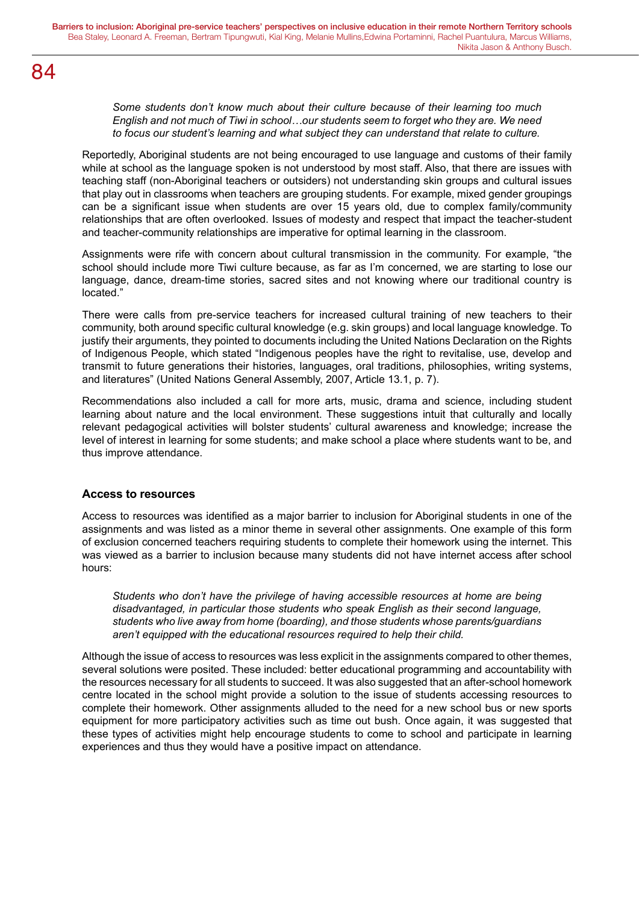> *Some students don't know much about their culture because of their learning too much English and not much of Tiwi in school…our students seem to forget who they are. We need to focus our student's learning and what subject they can understand that relate to culture.*

Reportedly, Aboriginal students are not being encouraged to use language and customs of their family while at school as the language spoken is not understood by most staff. Also, that there are issues with teaching staff (non-Aboriginal teachers or outsiders) not understanding skin groups and cultural issues that play out in classrooms when teachers are grouping students. For example, mixed gender groupings can be a significant issue when students are over 15 years old, due to complex family/community relationships that are often overlooked. Issues of modesty and respect that impact the teacher-student and teacher-community relationships are imperative for optimal learning in the classroom.

Assignments were rife with concern about cultural transmission in the community. For example, "the school should include more Tiwi culture because, as far as I'm concerned, we are starting to lose our language, dance, dream-time stories, sacred sites and not knowing where our traditional country is located."

There were calls from pre-service teachers for increased cultural training of new teachers to their community, both around specific cultural knowledge (e.g. skin groups) and local language knowledge. To justify their arguments, they pointed to documents including the United Nations Declaration on the Rights of Indigenous People, which stated "Indigenous peoples have the right to revitalise, use, develop and transmit to future generations their histories, languages, oral traditions, philosophies, writing systems, and literatures" (United Nations General Assembly, 2007, Article 13.1, p. 7).

Recommendations also included a call for more arts, music, drama and science, including student learning about nature and the local environment. These suggestions intuit that culturally and locally relevant pedagogical activities will bolster students' cultural awareness and knowledge; increase the level of interest in learning for some students; and make school a place where students want to be, and thus improve attendance.

### Access to resources

Access to resources was identified as a major barrier to inclusion for Aboriginal students in one of the assignments and was listed as a minor theme in several other assignments. One example of this form of exclusion concerned teachers requiring students to complete their homework using the internet. This was viewed as a barrier to inclusion because many students did not have internet access after school hours:

> *Students who don't have the privilege of having accessible resources at home are being disadvantaged, in particular those students who speak English as their second language, students who live away from home (boarding), and those students whose parents/guardians aren't equipped with the educational resources required to help their child.*

Although the issue of access to resources was less explicit in the assignments compared to other themes, several solutions were posited. These included: better educational programming and accountability with the resources necessary for all students to succeed. It was also suggested that an after-school homework centre located in the school might provide a solution to the issue of students accessing resources to complete their homework. Other assignments alluded to the need for a new school bus or new sports equipment for more participatory activities such as time out bush. Once again, it was suggested that these types of activities might help encourage students to come to school and participate in learning experiences and thus they would have a positive impact on attendance.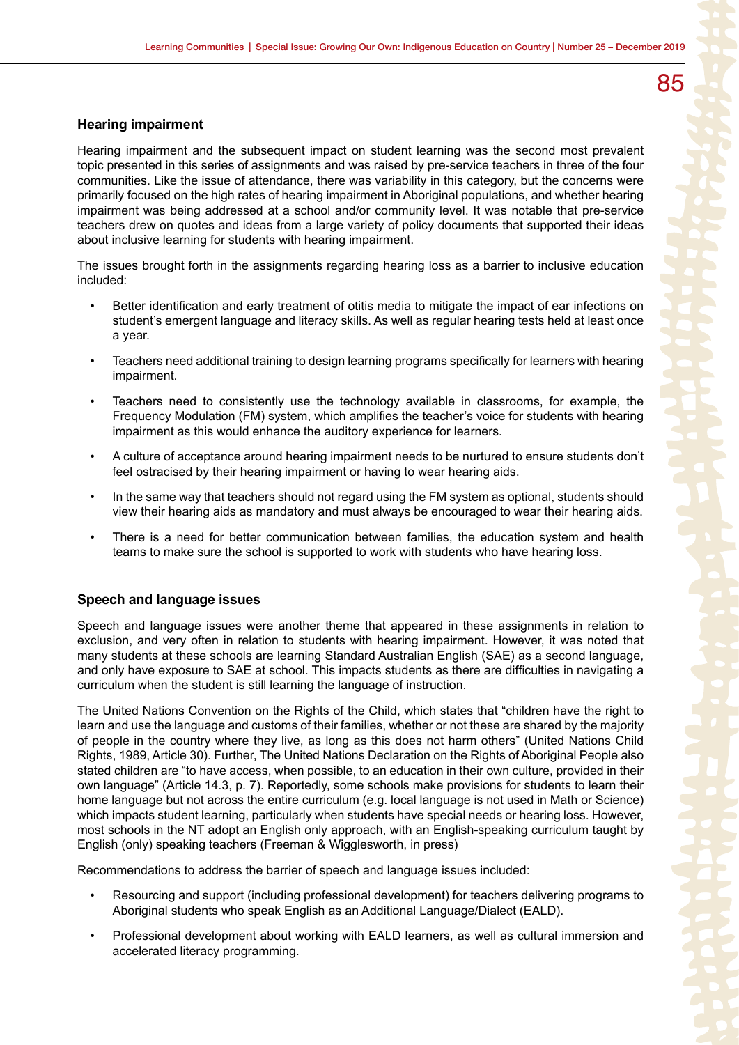### Hearing impairment

Hearing impairment and the subsequent impact on student learning was the second most prevalent topic presented in this series of assignments and was raised by pre-service teachers in three of the four communities. Like the issue of attendance, there was variability in this category, but the concerns were primarily focused on the high rates of hearing impairment in Aboriginal populations, and whether hearing impairment was being addressed at a school and/or community level. It was notable that pre-service teachers drew on quotes and ideas from a large variety of policy documents that supported their ideas about inclusive learning for students with hearing impairment.

The issues brought forth in the assignments regarding hearing loss as a barrier to inclusive education included:

- Better identification and early treatment of otitis media to mitigate the impact of ear infections on student's emergent language and literacy skills. As well as regular hearing tests held at least once a year.
- Teachers need additional training to design learning programs specifically for learners with hearing impairment.
- Teachers need to consistently use the technology available in classrooms, for example, the Frequency Modulation (FM) system, which amplifies the teacher's voice for students with hearing impairment as this would enhance the auditory experience for learners.
- A culture of acceptance around hearing impairment needs to be nurtured to ensure students don't feel ostracised by their hearing impairment or having to wear hearing aids.
- In the same way that teachers should not regard using the FM system as optional, students should view their hearing aids as mandatory and must always be encouraged to wear their hearing aids.
- There is a need for better communication between families, the education system and health teams to make sure the school is supported to work with students who have hearing loss.

### Speech and language issues

Speech and language issues were another theme that appeared in these assignments in relation to exclusion, and very often in relation to students with hearing impairment. However, it was noted that many students at these schools are learning Standard Australian English (SAE) as a second language, and only have exposure to SAE at school. This impacts students as there are difficulties in navigating a curriculum when the student is still learning the language of instruction.

The United Nations Convention on the Rights of the Child, which states that "children have the right to learn and use the language and customs of their families, whether or not these are shared by the majority of people in the country where they live, as long as this does not harm others" (United Nations Child Rights, 1989, Article 30). Further, The United Nations Declaration on the Rights of Aboriginal People also stated children are "to have access, when possible, to an education in their own culture, provided in their own language" (Article 14.3, p. 7). Reportedly, some schools make provisions for students to learn their home language but not across the entire curriculum (e.g. local language is not used in Math or Science) which impacts student learning, particularly when students have special needs or hearing loss. However, most schools in the NT adopt an English only approach, with an English-speaking curriculum taught by English (only) speaking teachers (Freeman & Wigglesworth, in press)

Recommendations to address the barrier of speech and language issues included:

- Resourcing and support (including professional development) for teachers delivering programs to Aboriginal students who speak English as an Additional Language/Dialect (EALD).
- Professional development about working with EALD learners, as well as cultural immersion and accelerated literacy programming.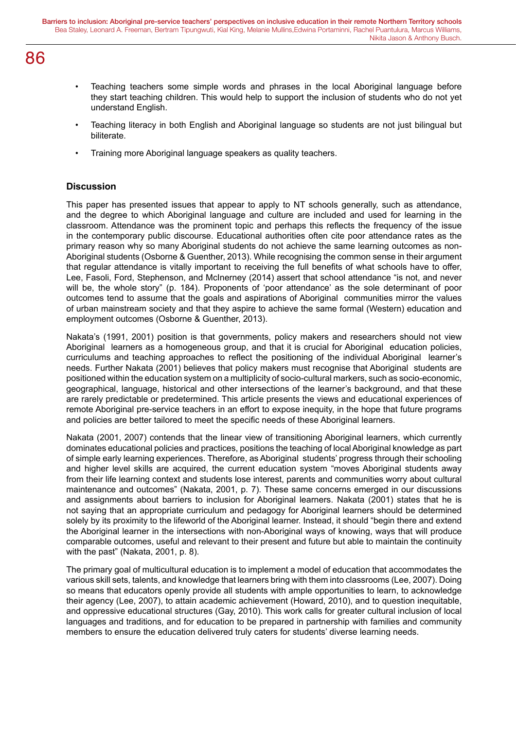- Teaching teachers some simple words and phrases in the local Aboriginal language before they start teaching children. This would help to support the inclusion of students who do not yet understand English.
- Teaching literacy in both English and Aboriginal language so students are not just bilingual but biliterate.
- Training more Aboriginal language speakers as quality teachers.

### Discussion

This paper has presented issues that appear to apply to NT schools generally, such as attendance, and the degree to which Aboriginal language and culture are included and used for learning in the classroom. Attendance was the prominent topic and perhaps this reflects the frequency of the issue in the contemporary public discourse. Educational authorities often cite poor attendance rates as the primary reason why so many Aboriginal students do not achieve the same learning outcomes as non-Aboriginal students (Osborne & Guenther, 2013). While recognising the common sense in their argument that regular attendance is vitally important to receiving the full benefits of what schools have to offer, Lee, Fasoli, Ford, Stephenson, and McInerney (2014) assert that school attendance "is not, and never will be, the whole story" (p. 184). Proponents of 'poor attendance' as the sole determinant of poor outcomes tend to assume that the goals and aspirations of Aboriginal communities mirror the values of urban mainstream society and that they aspire to achieve the same formal (Western) education and employment outcomes (Osborne & Guenther, 2013).

Nakata's (1991, 2001) position is that governments, policy makers and researchers should not view Aboriginal learners as a homogeneous group, and that it is crucial for Aboriginal education policies, curriculums and teaching approaches to reflect the positioning of the individual Aboriginal learner's needs. Further Nakata (2001) believes that policy makers must recognise that Aboriginal students are positioned within the education system on a multiplicity of socio-cultural markers, such as socio-economic, geographical, language, historical and other intersections of the learner's background, and that these are rarely predictable or predetermined. This article presents the views and educational experiences of remote Aboriginal pre-service teachers in an effort to expose inequity, in the hope that future programs and policies are better tailored to meet the specific needs of these Aboriginal learners.

Nakata (2001, 2007) contends that the linear view of transitioning Aboriginal learners, which currently dominates educational policies and practices, positions the teaching of local Aboriginal knowledge as part of simple early learning experiences. Therefore, as Aboriginal students' progress through their schooling and higher level skills are acquired, the current education system "moves Aboriginal students away from their life learning context and students lose interest, parents and communities worry about cultural maintenance and outcomes" (Nakata, 2001, p. 7). These same concerns emerged in our discussions and assignments about barriers to inclusion for Aboriginal learners. Nakata (2001) states that he is not saying that an appropriate curriculum and pedagogy for Aboriginal learners should be determined solely by its proximity to the lifeworld of the Aboriginal learner. Instead, it should "begin there and extend the Aboriginal learner in the intersections with non-Aboriginal ways of knowing, ways that will produce comparable outcomes, useful and relevant to their present and future but able to maintain the continuity with the past" (Nakata, 2001, p. 8).

The primary goal of multicultural education is to implement a model of education that accommodates the various skill sets, talents, and knowledge that learners bring with them into classrooms (Lee, 2007). Doing so means that educators openly provide all students with ample opportunities to learn, to acknowledge their agency (Lee, 2007), to attain academic achievement (Howard, 2010), and to question inequitable, and oppressive educational structures (Gay, 2010). This work calls for greater cultural inclusion of local languages and traditions, and for education to be prepared in partnership with families and community members to ensure the education delivered truly caters for students' diverse learning needs.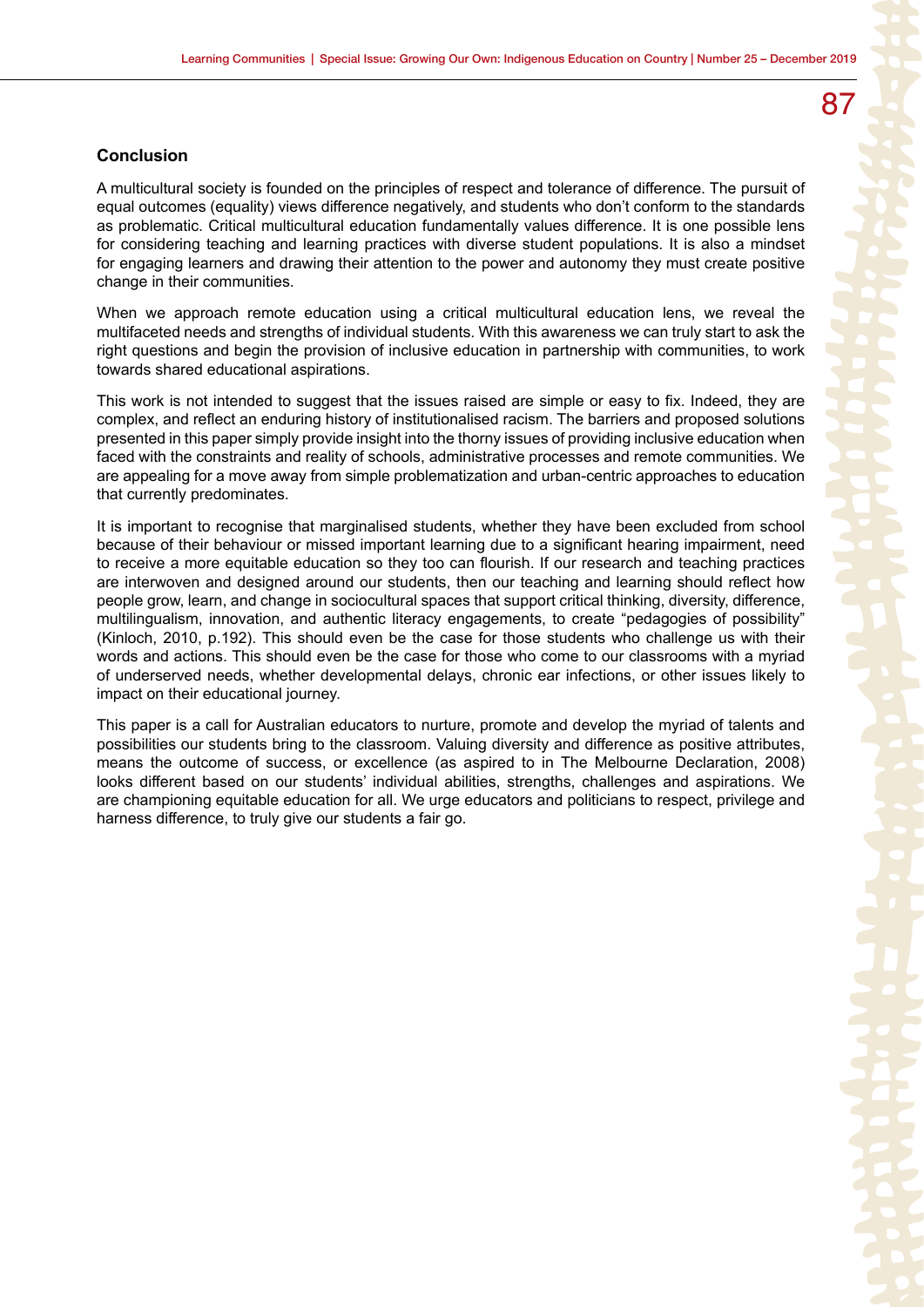## Conclusion

A multicultural society is founded on the principles of respect and tolerance of difference. The pursuit of equal outcomes (equality) views difference negatively, and students who don't conform to the standards as problematic. Critical multicultural education fundamentally values difference. It is one possible lens for considering teaching and learning practices with diverse student populations. It is also a mindset for engaging learners and drawing their attention to the power and autonomy they must create positive change in their communities.

When we approach remote education using a critical multicultural education lens, we reveal the multifaceted needs and strengths of individual students. With this awareness we can truly start to ask the right questions and begin the provision of inclusive education in partnership with communities, to work towards shared educational aspirations.

This work is not intended to suggest that the issues raised are simple or easy to fix. Indeed, they are complex, and reflect an enduring history of institutionalised racism. The barriers and proposed solutions presented in this paper simply provide insight into the thorny issues of providing inclusive education when faced with the constraints and reality of schools, administrative processes and remote communities. We are appealing for a move away from simple problematization and urban-centric approaches to education that currently predominates.

It is important to recognise that marginalised students, whether they have been excluded from school because of their behaviour or missed important learning due to a significant hearing impairment, need to receive a more equitable education so they too can flourish. If our research and teaching practices are interwoven and designed around our students, then our teaching and learning should reflect how people grow, learn, and change in sociocultural spaces that support critical thinking, diversity, difference, multilingualism, innovation, and authentic literacy engagements, to create "pedagogies of possibility" (Kinloch, 2010, p.192). This should even be the case for those students who challenge us with their words and actions. This should even be the case for those who come to our classrooms with a myriad of underserved needs, whether developmental delays, chronic ear infections, or other issues likely to impact on their educational journey.

This paper is a call for Australian educators to nurture, promote and develop the myriad of talents and possibilities our students bring to the classroom. Valuing diversity and difference as positive attributes, means the outcome of success, or excellence (as aspired to in The Melbourne Declaration, 2008) looks different based on our students' individual abilities, strengths, challenges and aspirations. We are championing equitable education for all. We urge educators and politicians to respect, privilege and harness difference, to truly give our students a fair go.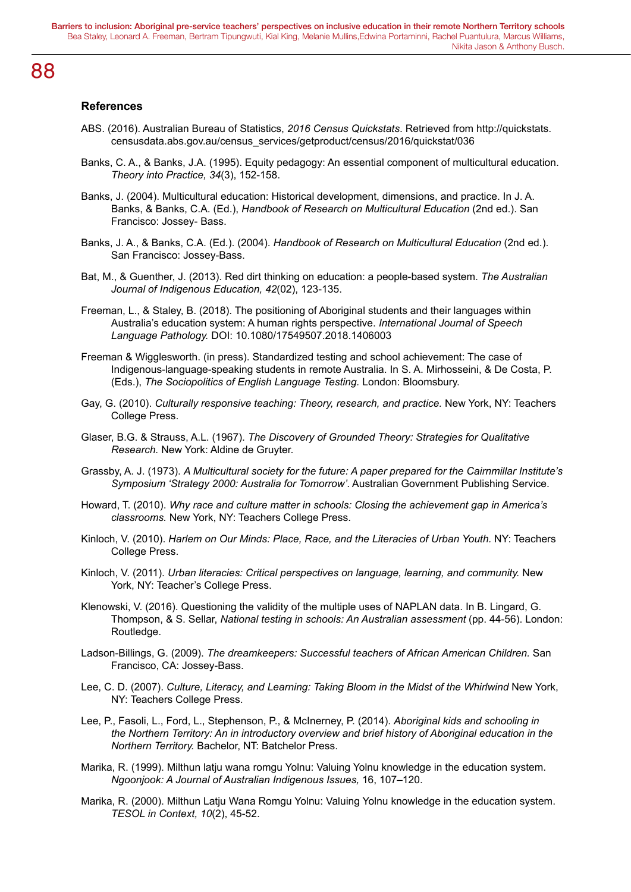### References

ABS. (2016). Australian Bureau of Statistics, *2016 Census Quickstats*. Retrieved from http://quickstats.censusdata.abs.gov.au/census_services/getproduct/census/2016/quickstat/036

Banks, C. A., & Banks, J.A. (1995). Equity pedagogy: An essential component of multicultural education. *Theory into Practice, 34*(3), 152-158.

Banks, J. (2004). Multicultural education: Historical development, dimensions, and practice. In J. A. Banks, & Banks, C.A. (Ed.), *Handbook of Research on Multicultural Education* (2nd ed.). San Francisco: Jossey- Bass.

Banks, J. A., & Banks, C.A. (Ed.). (2004). *Handbook of Research on Multicultural Education* (2nd ed.). San Francisco: Jossey-Bass.

Bat, M., & Guenther, J. (2013). Red dirt thinking on education: a people-based system. *The Australian Journal of Indigenous Education, 42*(02), 123-135.

Freeman, L., & Staley, B. (2018). The positioning of Aboriginal students and their languages within Australia's education system: A human rights perspective. *International Journal of Speech Language Pathology.* DOI: 10.1080/17549507.2018.1406003

Freeman & Wigglesworth. (in press). Standardized testing and school achievement: The case of Indigenous-language-speaking students in remote Australia. In S. A. Mirhosseini, & De Costa, P. (Eds.), *The Sociopolitics of English Language Testing.* London: Bloomsbury.

Gay, G. (2010). *Culturally responsive teaching: Theory, research, and practice.* New York, NY: Teachers College Press.

Glaser, B.G. & Strauss, A.L. (1967). *The Discovery of Grounded Theory: Strategies for Qualitative Research.* New York: Aldine de Gruyter.

Grassby, A. J. (1973). *A Multicultural society for the future: A paper prepared for the Cairnmillar Institute's Symposium 'Strategy 2000: Australia for Tomorrow'*. Australian Government Publishing Service.

Howard, T. (2010). *Why race and culture matter in schools: Closing the achievement gap in America's classrooms.* New York, NY: Teachers College Press.

Kinloch, V. (2010). *Harlem on Our Minds: Place, Race, and the Literacies of Urban Youth.* NY: Teachers College Press.

Kinloch, V. (2011). *Urban literacies: Critical perspectives on language, learning, and community.* New York, NY: Teacher's College Press.

Klenowski, V. (2016). Questioning the validity of the multiple uses of NAPLAN data. In B. Lingard, G. Thompson, & S. Sellar, *National testing in schools: An Australian assessment* (pp. 44-56). London: Routledge.

Ladson-Billings, G. (2009). *The dreamkeepers: Successful teachers of African American Children.* San Francisco, CA: Jossey-Bass.

Lee, C. D. (2007). *Culture, Literacy, and Learning: Taking Bloom in the Midst of the Whirlwind* New York, NY: Teachers College Press.

Lee, P., Fasoli, L., Ford, L., Stephenson, P., & McInerney, P. (2014). *Aboriginal kids and schooling in the Northern Territory: An in introductory overview and brief history of Aboriginal education in the Northern Territory.* Bachelor, NT: Batchelor Press.

Marika, R. (1999). Milthun latju wana romgu Yolnu: Valuing Yolnu knowledge in the education system. *Ngoonjook: A Journal of Australian Indigenous Issues,* 16, 107–120.

Marika, R. (2000). Milthun Latju Wana Romgu Yolnu: Valuing Yolnu knowledge in the education system. *TESOL in Context, 10*(2), 45-52.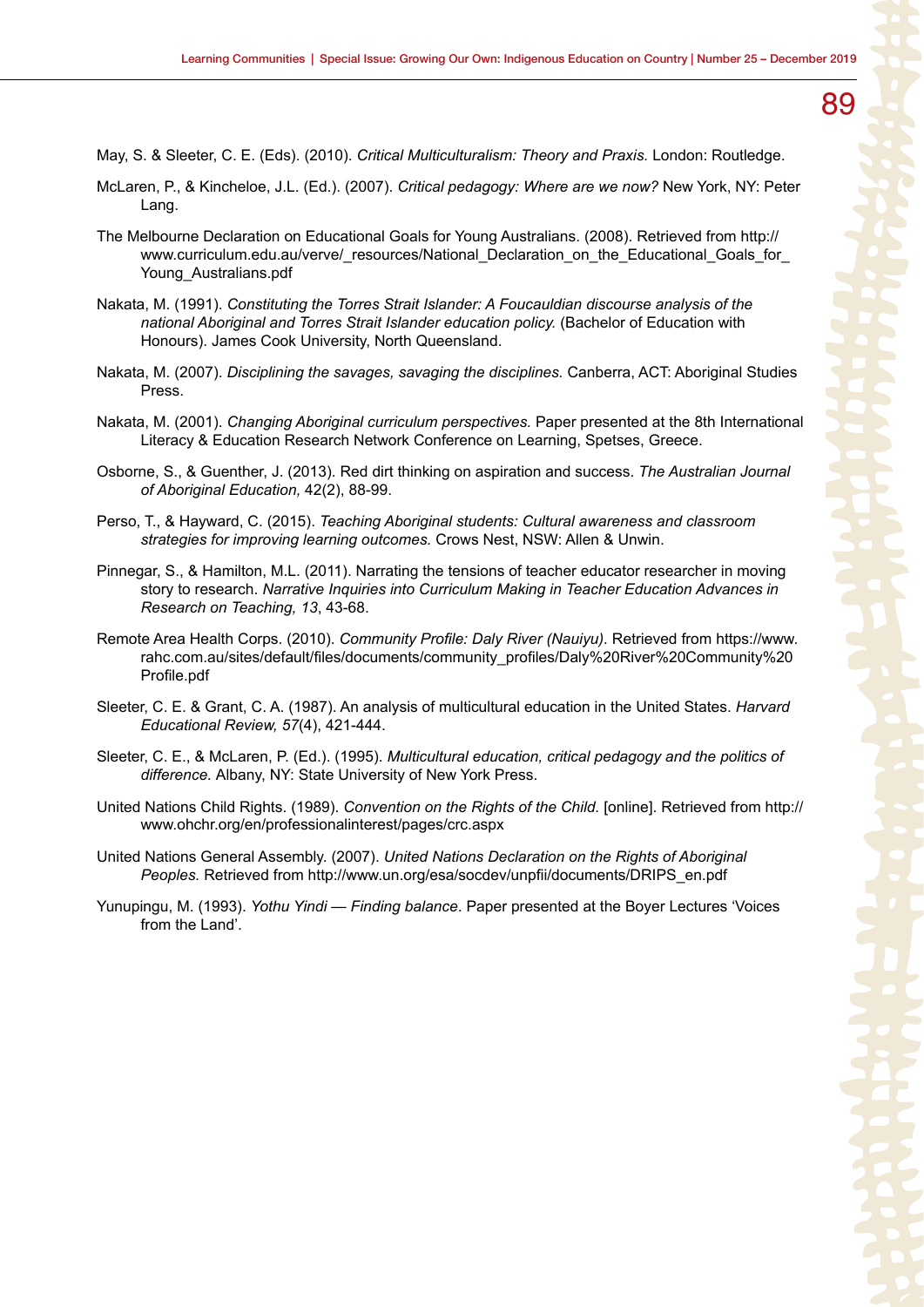May, S. & Sleeter, C. E. (Eds). (2010). *Critical Multiculturalism: Theory and Praxis.* London: Routledge.

McLaren, P., & Kincheloe, J.L. (Ed.). (2007). *Critical pedagogy: Where are we now?* New York, NY: Peter Lang.

The Melbourne Declaration on Educational Goals for Young Australians. (2008). Retrieved from http://www.curriculum.edu.au/verve/_resources/National_Declaration_on_the_Educational_Goals_for_Young_Australians.pdf

Nakata, M. (1991). *Constituting the Torres Strait Islander: A Foucauldian discourse analysis of the national Aboriginal and Torres Strait Islander education policy.* (Bachelor of Education with Honours). James Cook University, North Queensland.

Nakata, M. (2007). *Disciplining the savages, savaging the disciplines.* Canberra, ACT: Aboriginal Studies Press.

Nakata, M. (2001). *Changing Aboriginal curriculum perspectives.* Paper presented at the 8th International Literacy & Education Research Network Conference on Learning, Spetses, Greece.

Osborne, S., & Guenther, J. (2013). Red dirt thinking on aspiration and success. *The Australian Journal of Aboriginal Education,* 42(2), 88-99.

Perso, T., & Hayward, C. (2015). *Teaching Aboriginal students: Cultural awareness and classroom strategies for improving learning outcomes.* Crows Nest, NSW: Allen & Unwin.

Pinnegar, S., & Hamilton, M.L. (2011). Narrating the tensions of teacher educator researcher in moving story to research. *Narrative Inquiries into Curriculum Making in Teacher Education Advances in Research on Teaching, 13*, 43-68.

Remote Area Health Corps. (2010). *Community Profile: Daly River (Nauiyu).* Retrieved from https://www.rahc.com.au/sites/default/files/documents/community_profiles/Daly%20River%20Community%20Profile.pdf

Sleeter, C. E. & Grant, C. A. (1987). An analysis of multicultural education in the United States. *Harvard Educational Review, 57*(4), 421-444.

Sleeter, C. E., & McLaren, P. (Ed.). (1995). *Multicultural education, critical pedagogy and the politics of difference.* Albany, NY: State University of New York Press.

United Nations Child Rights. (1989). *Convention on the Rights of the Child.* [online]. Retrieved from http://www.ohchr.org/en/professionalinterest/pages/crc.aspx

United Nations General Assembly. (2007). *United Nations Declaration on the Rights of Aboriginal Peoples.* Retrieved from http://www.un.org/esa/socdev/unpfii/documents/DRIPS_en.pdf

Yunupingu, M. (1993). *Yothu Yindi — Finding balance*. Paper presented at the Boyer Lectures 'Voices from the Land'.